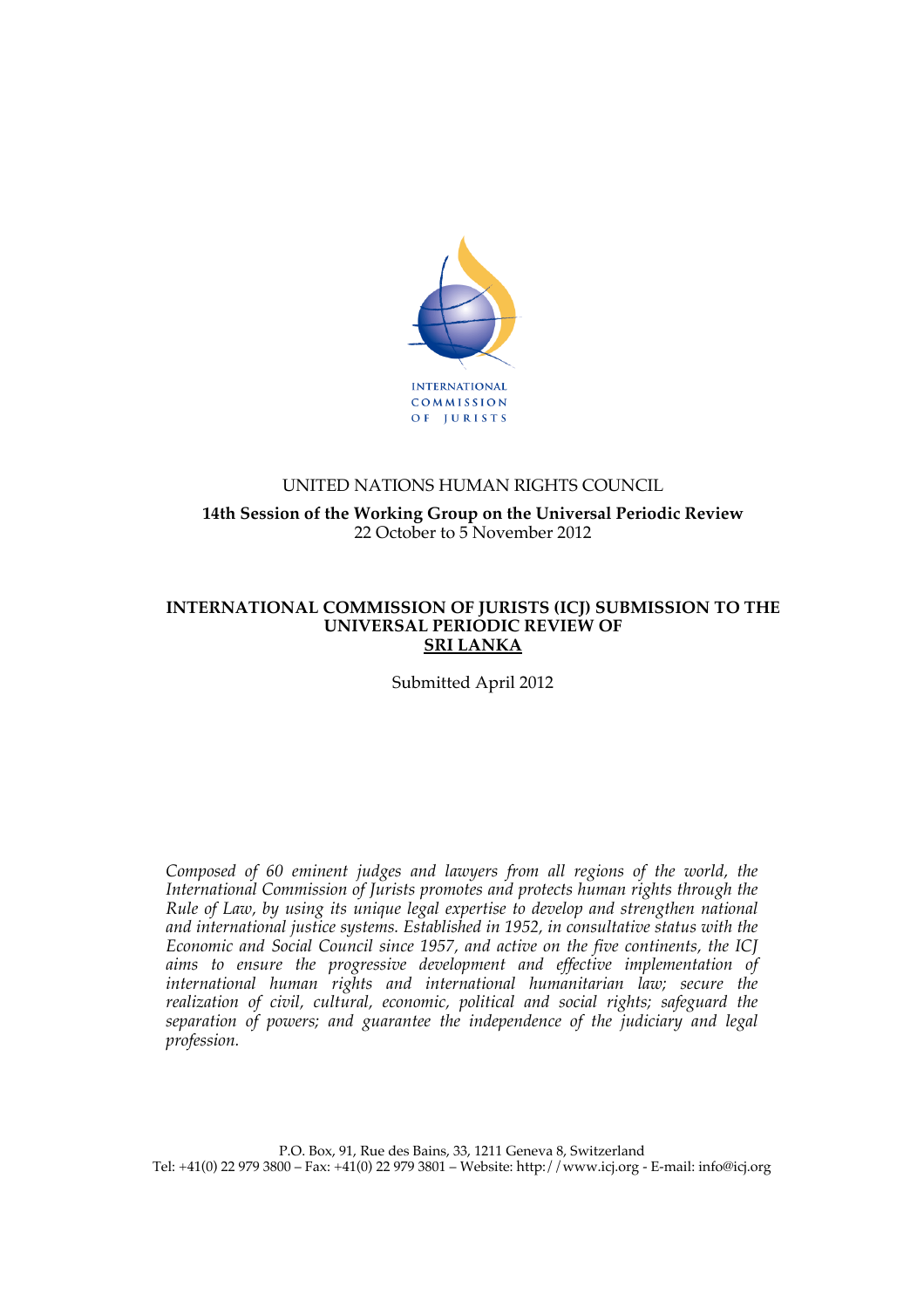INTERNATIONAL COMMISSION OF JURISTS

UNITED NATIONS HUMAN RIGHTS COUNCIL

**14th Session of the Working Group on the Universal Periodic Review**
22 October to 5 November 2012

# INTERNATIONAL COMMISSION OF JURISTS (ICJ) SUBMISSION TO THE UNIVERSAL PERIODIC REVIEW OF SRI LANKA

Submitted April 2012

*Composed of 60 eminent judges and lawyers from all regions of the world, the International Commission of Jurists promotes and protects human rights through the Rule of Law, by using its unique legal expertise to develop and strengthen national and international justice systems. Established in 1952, in consultative status with the Economic and Social Council since 1957, and active on the five continents, the ICJ aims to ensure the progressive development and effective implementation of international human rights and international humanitarian law; secure the realization of civil, cultural, economic, political and social rights; safeguard the separation of powers; and guarantee the independence of the judiciary and legal profession.*

P.O. Box, 91, Rue des Bains, 33, 1211 Geneva 8, Switzerland
Tel: +41(0) 22 979 3800 – Fax: +41(0) 22 979 3801 – Website: http://www.icj.org - E-mail: info@icj.org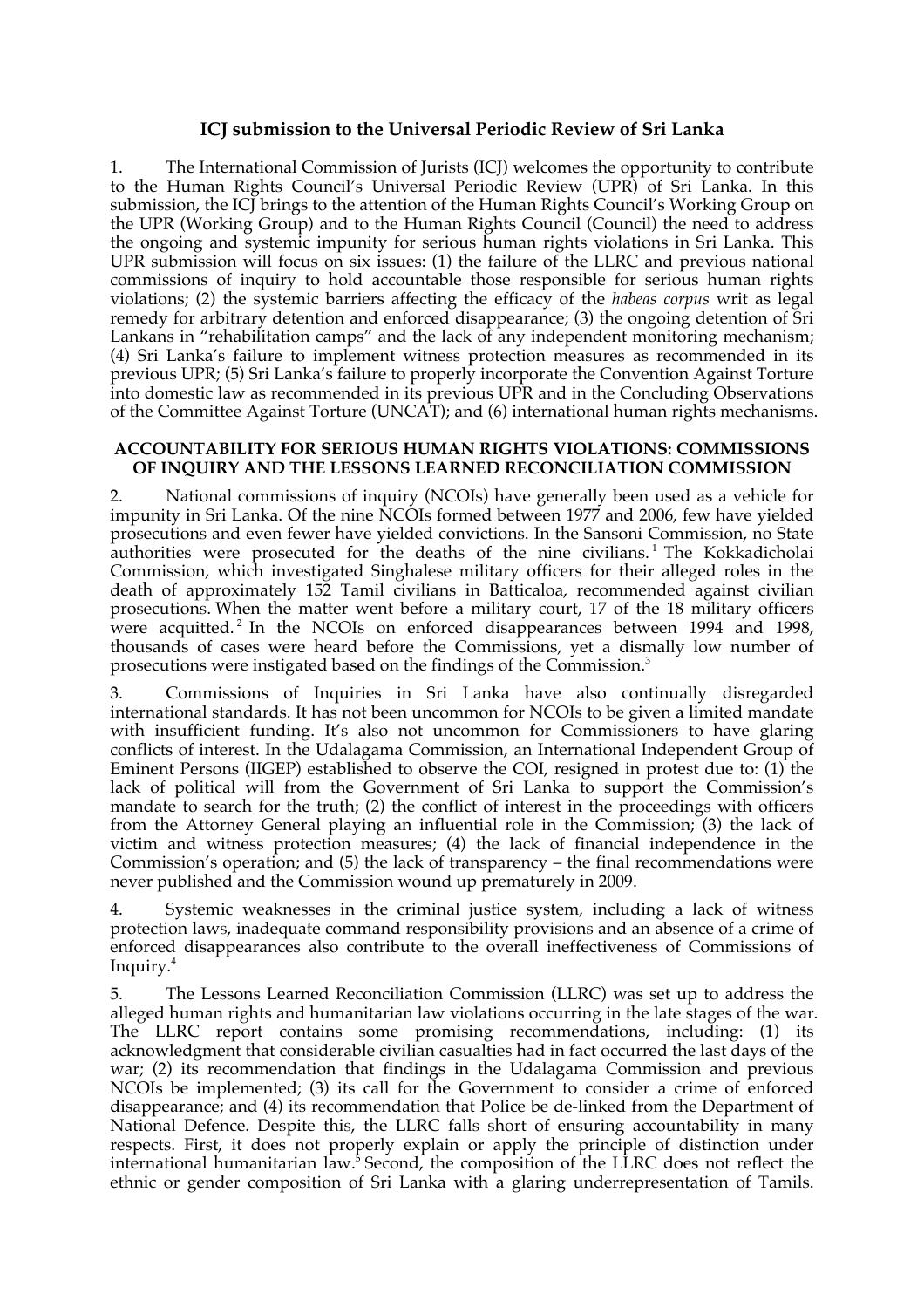# ICJ submission to the Universal Periodic Review of Sri Lanka

1. The International Commission of Jurists (ICJ) welcomes the opportunity to contribute to the Human Rights Council's Universal Periodic Review (UPR) of Sri Lanka. In this submission, the ICJ brings to the attention of the Human Rights Council's Working Group on the UPR (Working Group) and to the Human Rights Council (Council) the need to address the ongoing and systemic impunity for serious human rights violations in Sri Lanka. This UPR submission will focus on six issues: (1) the failure of the LLRC and previous national commissions of inquiry to hold accountable those responsible for serious human rights violations; (2) the systemic barriers affecting the efficacy of the *habeas corpus* writ as legal remedy for arbitrary detention and enforced disappearance; (3) the ongoing detention of Sri Lankans in "rehabilitation camps" and the lack of any independent monitoring mechanism; (4) Sri Lanka's failure to implement witness protection measures as recommended in its previous UPR; (5) Sri Lanka's failure to properly incorporate the Convention Against Torture into domestic law as recommended in its previous UPR and in the Concluding Observations of the Committee Against Torture (UNCAT); and (6) international human rights mechanisms.

## ACCOUNTABILITY FOR SERIOUS HUMAN RIGHTS VIOLATIONS: COMMISSIONS OF INQUIRY AND THE LESSONS LEARNED RECONCILIATION COMMISSION

2. National commissions of inquiry (NCOIs) have generally been used as a vehicle for impunity in Sri Lanka. Of the nine NCOIs formed between 1977 and 2006, few have yielded prosecutions and even fewer have yielded convictions. In the Sansoni Commission, no State authorities were prosecuted for the deaths of the nine civilians.[1] The Kokkadicholai Commission, which investigated Singhalese military officers for their alleged roles in the death of approximately 152 Tamil civilians in Batticaloa, recommended against civilian prosecutions. When the matter went before a military court, 17 of the 18 military officers were acquitted.[2] In the NCOIs on enforced disappearances between 1994 and 1998, thousands of cases were heard before the Commissions, yet a dismally low number of prosecutions were instigated based on the findings of the Commission.[3]

3. Commissions of Inquiries in Sri Lanka have also continually disregarded international standards. It has not been uncommon for NCOIs to be given a limited mandate with insufficient funding. It's also not uncommon for Commissioners to have glaring conflicts of interest. In the Udalagama Commission, an International Independent Group of Eminent Persons (IIGEP) established to observe the COI, resigned in protest due to: (1) the lack of political will from the Government of Sri Lanka to support the Commission's mandate to search for the truth; (2) the conflict of interest in the proceedings with officers from the Attorney General playing an influential role in the Commission; (3) the lack of victim and witness protection measures; (4) the lack of financial independence in the Commission's operation; and (5) the lack of transparency – the final recommendations were never published and the Commission wound up prematurely in 2009.

4. Systemic weaknesses in the criminal justice system, including a lack of witness protection laws, inadequate command responsibility provisions and an absence of a crime of enforced disappearances also contribute to the overall ineffectiveness of Commissions of Inquiry.[4]

5. The Lessons Learned Reconciliation Commission (LLRC) was set up to address the alleged human rights and humanitarian law violations occurring in the late stages of the war. The LLRC report contains some promising recommendations, including: (1) its acknowledgment that considerable civilian casualties had in fact occurred the last days of the war; (2) its recommendation that findings in the Udalagama Commission and previous NCOIs be implemented; (3) its call for the Government to consider a crime of enforced disappearance; and (4) its recommendation that Police be de-linked from the Department of National Defence. Despite this, the LLRC falls short of ensuring accountability in many respects. First, it does not properly explain or apply the principle of distinction under international humanitarian law.[5] Second, the composition of the LLRC does not reflect the ethnic or gender composition of Sri Lanka with a glaring underrepresentation of Tamils.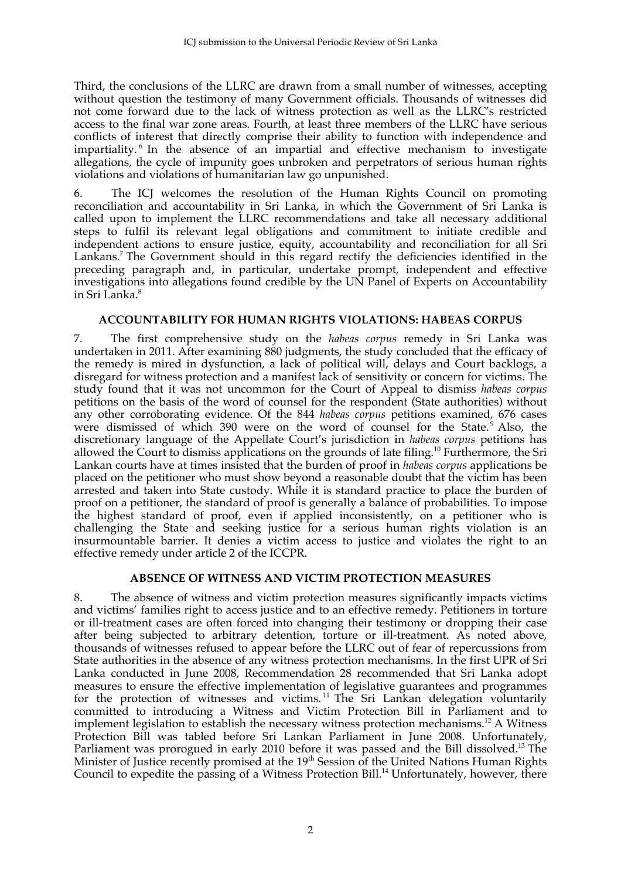Third, the conclusions of the LLRC are drawn from a small number of witnesses, accepting without question the testimony of many Government officials. Thousands of witnesses did not come forward due to the lack of witness protection as well as the LLRC's restricted access to the final war zone areas. Fourth, at least three members of the LLRC have serious conflicts of interest that directly comprise their ability to function with independence and impartiality.[6] In the absence of an impartial and effective mechanism to investigate allegations, the cycle of impunity goes unbroken and perpetrators of serious human rights violations and violations of humanitarian law go unpunished.

6. The ICJ welcomes the resolution of the Human Rights Council on promoting reconciliation and accountability in Sri Lanka, in which the Government of Sri Lanka is called upon to implement the LLRC recommendations and take all necessary additional steps to fulfil its relevant legal obligations and commitment to initiate credible and independent actions to ensure justice, equity, accountability and reconciliation for all Sri Lankans.[7] The Government should in this regard rectify the deficiencies identified in the preceding paragraph and, in particular, undertake prompt, independent and effective investigations into allegations found credible by the UN Panel of Experts on Accountability in Sri Lanka.[8]

## ACCOUNTABILITY FOR HUMAN RIGHTS VIOLATIONS: HABEAS CORPUS

7. The first comprehensive study on the *habeas corpus* remedy in Sri Lanka was undertaken in 2011. After examining 880 judgments, the study concluded that the efficacy of the remedy is mired in dysfunction, a lack of political will, delays and Court backlogs, a disregard for witness protection and a manifest lack of sensitivity or concern for victims. The study found that it was not uncommon for the Court of Appeal to dismiss *habeas corpus* petitions on the basis of the word of counsel for the respondent (State authorities) without any other corroborating evidence. Of the 844 *habeas corpus* petitions examined, 676 cases were dismissed of which 390 were on the word of counsel for the State.[9] Also, the discretionary language of the Appellate Court's jurisdiction in *habeas corpus* petitions has allowed the Court to dismiss applications on the grounds of late filing.[10] Furthermore, the Sri Lankan courts have at times insisted that the burden of proof in *habeas corpus* applications be placed on the petitioner who must show beyond a reasonable doubt that the victim has been arrested and taken into State custody. While it is standard practice to place the burden of proof on a petitioner, the standard of proof is generally a balance of probabilities. To impose the highest standard of proof, even if applied inconsistently, on a petitioner who is challenging the State and seeking justice for a serious human rights violation is an insurmountable barrier. It denies a victim access to justice and violates the right to an effective remedy under article 2 of the ICCPR.

## ABSENCE OF WITNESS AND VICTIM PROTECTION MEASURES

8. The absence of witness and victim protection measures significantly impacts victims and victims' families right to access justice and to an effective remedy. Petitioners in torture or ill-treatment cases are often forced into changing their testimony or dropping their case after being subjected to arbitrary detention, torture or ill-treatment. As noted above, thousands of witnesses refused to appear before the LLRC out of fear of repercussions from State authorities in the absence of any witness protection mechanisms. In the first UPR of Sri Lanka conducted in June 2008, Recommendation 28 recommended that Sri Lanka adopt measures to ensure the effective implementation of legislative guarantees and programmes for the protection of witnesses and victims.[11] The Sri Lankan delegation voluntarily committed to introducing a Witness and Victim Protection Bill in Parliament and to implement legislation to establish the necessary witness protection mechanisms.[12] A Witness Protection Bill was tabled before Sri Lankan Parliament in June 2008. Unfortunately, Parliament was prorogued in early 2010 before it was passed and the Bill dissolved.[13] The Minister of Justice recently promised at the 19th Session of the United Nations Human Rights Council to expedite the passing of a Witness Protection Bill.[14] Unfortunately, however, there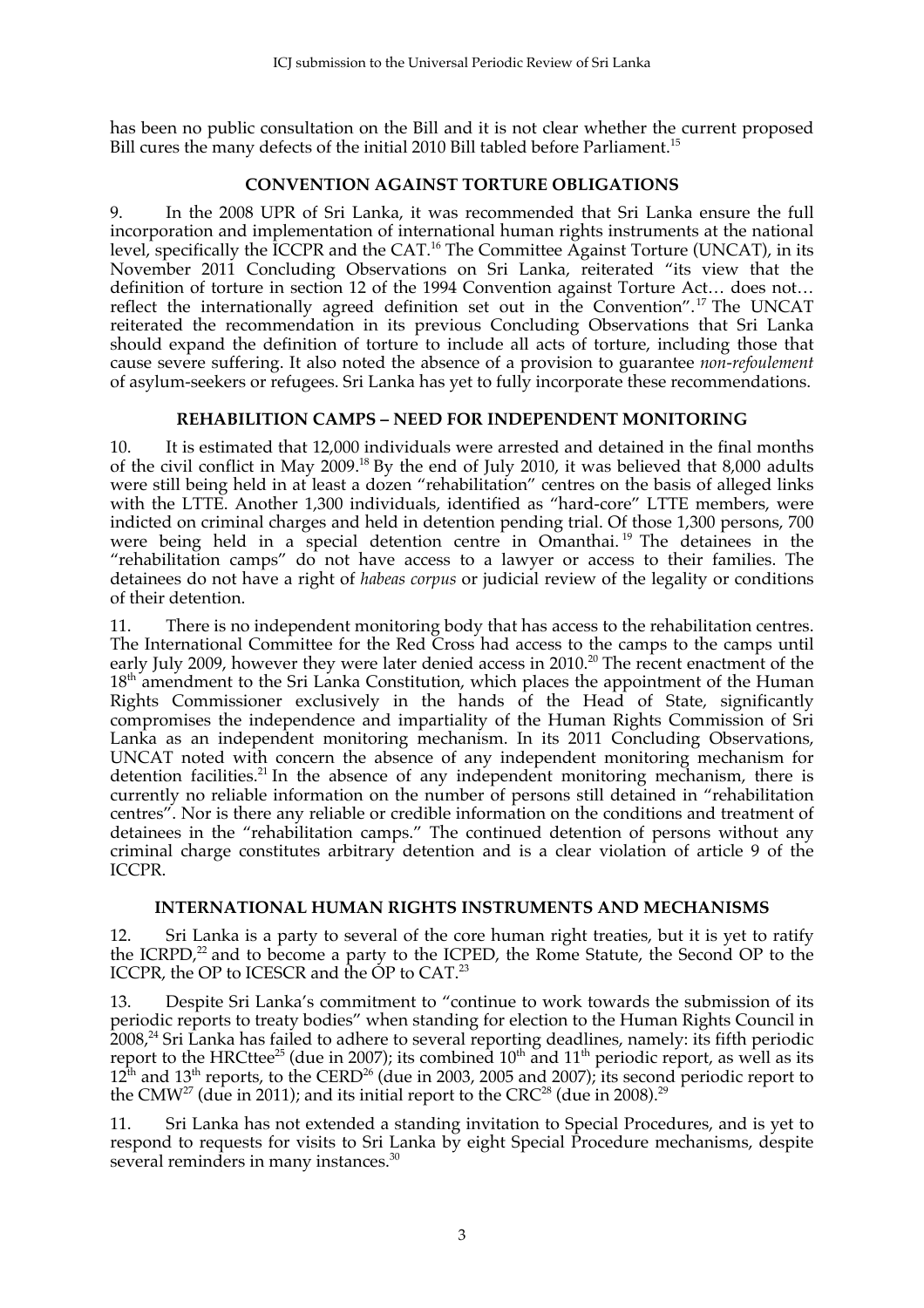has been no public consultation on the Bill and it is not clear whether the current proposed Bill cures the many defects of the initial 2010 Bill tabled before Parliament.[15]

## CONVENTION AGAINST TORTURE OBLIGATIONS

9. In the 2008 UPR of Sri Lanka, it was recommended that Sri Lanka ensure the full incorporation and implementation of international human rights instruments at the national level, specifically the ICCPR and the CAT.[16] The Committee Against Torture (UNCAT), in its November 2011 Concluding Observations on Sri Lanka, reiterated "its view that the definition of torture in section 12 of the 1994 Convention against Torture Act… does not… reflect the internationally agreed definition set out in the Convention".[17] The UNCAT reiterated the recommendation in its previous Concluding Observations that Sri Lanka should expand the definition of torture to include all acts of torture, including those that cause severe suffering. It also noted the absence of a provision to guarantee *non-refoulement* of asylum-seekers or refugees. Sri Lanka has yet to fully incorporate these recommendations.

## REHABILITION CAMPS – NEED FOR INDEPENDENT MONITORING

10. It is estimated that 12,000 individuals were arrested and detained in the final months of the civil conflict in May 2009.[18] By the end of July 2010, it was believed that 8,000 adults were still being held in at least a dozen "rehabilitation" centres on the basis of alleged links with the LTTE. Another 1,300 individuals, identified as "hard-core" LTTE members, were indicted on criminal charges and held in detention pending trial. Of those 1,300 persons, 700 were being held in a special detention centre in Omanthai.[19] The detainees in the "rehabilitation camps" do not have access to a lawyer or access to their families. The detainees do not have a right of *habeas corpus* or judicial review of the legality or conditions of their detention.

11. There is no independent monitoring body that has access to the rehabilitation centres. The International Committee for the Red Cross had access to the camps to the camps until early July 2009, however they were later denied access in 2010.[20] The recent enactment of the 18th amendment to the Sri Lanka Constitution, which places the appointment of the Human Rights Commissioner exclusively in the hands of the Head of State, significantly compromises the independence and impartiality of the Human Rights Commission of Sri Lanka as an independent monitoring mechanism. In its 2011 Concluding Observations, UNCAT noted with concern the absence of any independent monitoring mechanism for detention facilities.[21] In the absence of any independent monitoring mechanism, there is currently no reliable information on the number of persons still detained in "rehabilitation centres". Nor is there any reliable or credible information on the conditions and treatment of detainees in the "rehabilitation camps." The continued detention of persons without any criminal charge constitutes arbitrary detention and is a clear violation of article 9 of the ICCPR.

## INTERNATIONAL HUMAN RIGHTS INSTRUMENTS AND MECHANISMS

12. Sri Lanka is a party to several of the core human right treaties, but it is yet to ratify the ICRPD,[22] and to become a party to the ICPED, the Rome Statute, the Second OP to the ICCPR, the OP to ICESCR and the OP to CAT.[23]

13. Despite Sri Lanka's commitment to "continue to work towards the submission of its periodic reports to treaty bodies" when standing for election to the Human Rights Council in 2008,[24] Sri Lanka has failed to adhere to several reporting deadlines, namely: its fifth periodic report to the HRCttee[25] (due in 2007); its combined 10th and 11th periodic report, as well as its 12th and 13th reports, to the CERD[26] (due in 2003, 2005 and 2007); its second periodic report to the CMW[27] (due in 2011); and its initial report to the CRC[28] (due in 2008).[29]

11. Sri Lanka has not extended a standing invitation to Special Procedures, and is yet to respond to requests for visits to Sri Lanka by eight Special Procedure mechanisms, despite several reminders in many instances.[30]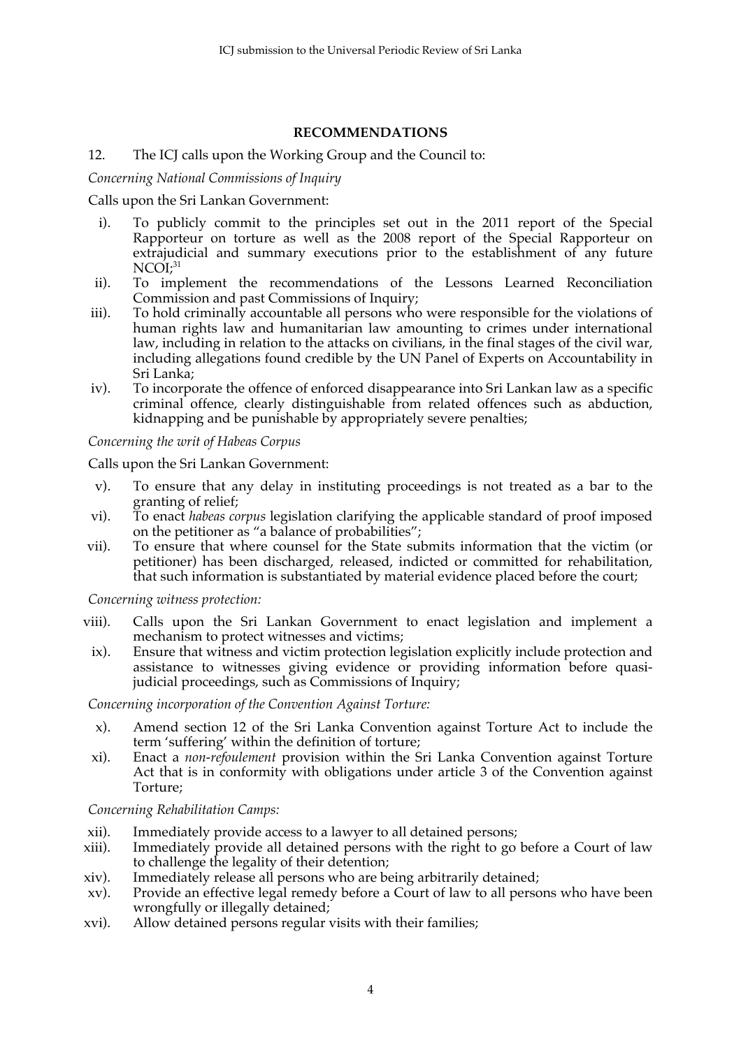## RECOMMENDATIONS

12. The ICJ calls upon the Working Group and the Council to:

*Concerning National Commissions of Inquiry*

Calls upon the Sri Lankan Government:

i). To publicly commit to the principles set out in the 2011 report of the Special Rapporteur on torture as well as the 2008 report of the Special Rapporteur on extrajudicial and summary executions prior to the establishment of any future NCOI;[31]

ii). To implement the recommendations of the Lessons Learned Reconciliation Commission and past Commissions of Inquiry;

iii). To hold criminally accountable all persons who were responsible for the violations of human rights law and humanitarian law amounting to crimes under international law, including in relation to the attacks on civilians, in the final stages of the civil war, including allegations found credible by the UN Panel of Experts on Accountability in Sri Lanka;

iv). To incorporate the offence of enforced disappearance into Sri Lankan law as a specific criminal offence, clearly distinguishable from related offences such as abduction, kidnapping and be punishable by appropriately severe penalties;

*Concerning the writ of Habeas Corpus*

Calls upon the Sri Lankan Government:

v). To ensure that any delay in instituting proceedings is not treated as a bar to the granting of relief;

vi). To enact *habeas corpus* legislation clarifying the applicable standard of proof imposed on the petitioner as "a balance of probabilities";

vii). To ensure that where counsel for the State submits information that the victim (or petitioner) has been discharged, released, indicted or committed for rehabilitation, that such information is substantiated by material evidence placed before the court;

*Concerning witness protection:*

viii). Calls upon the Sri Lankan Government to enact legislation and implement a mechanism to protect witnesses and victims;

ix). Ensure that witness and victim protection legislation explicitly include protection and assistance to witnesses giving evidence or providing information before quasi-judicial proceedings, such as Commissions of Inquiry;

*Concerning incorporation of the Convention Against Torture:*

x). Amend section 12 of the Sri Lanka Convention against Torture Act to include the term 'suffering' within the definition of torture;

xi). Enact a *non-refoulement* provision within the Sri Lanka Convention against Torture Act that is in conformity with obligations under article 3 of the Convention against Torture;

*Concerning Rehabilitation Camps:*

xii). Immediately provide access to a lawyer to all detained persons;

xiii). Immediately provide all detained persons with the right to go before a Court of law to challenge the legality of their detention;

xiv). Immediately release all persons who are being arbitrarily detained;

xv). Provide an effective legal remedy before a Court of law to all persons who have been wrongfully or illegally detained;

xvi). Allow detained persons regular visits with their families;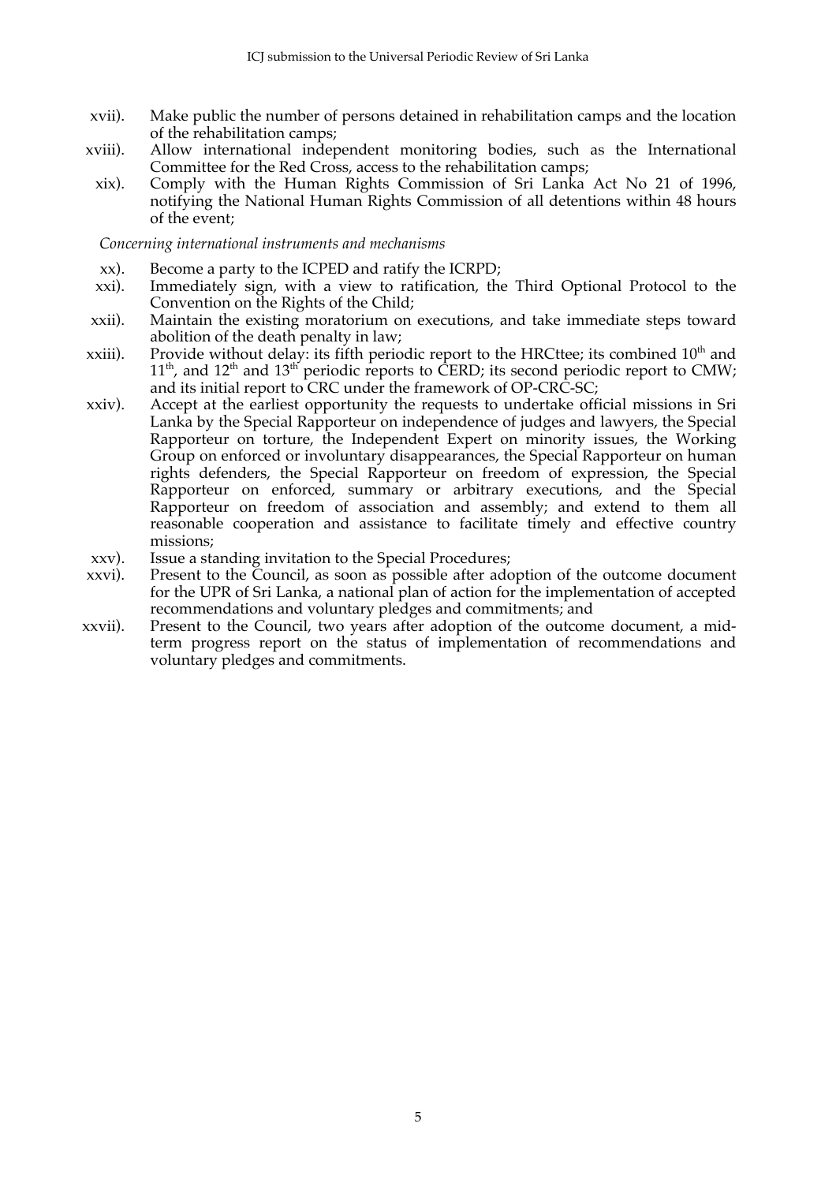xvii). Make public the number of persons detained in rehabilitation camps and the location of the rehabilitation camps;

xviii). Allow international independent monitoring bodies, such as the International Committee for the Red Cross, access to the rehabilitation camps;

xix). Comply with the Human Rights Commission of Sri Lanka Act No 21 of 1996, notifying the National Human Rights Commission of all detentions within 48 hours of the event;

*Concerning international instruments and mechanisms*

xx). Become a party to the ICPED and ratify the ICRPD;

xxi). Immediately sign, with a view to ratification, the Third Optional Protocol to the Convention on the Rights of the Child;

xxii). Maintain the existing moratorium on executions, and take immediate steps toward abolition of the death penalty in law;

xxiii). Provide without delay: its fifth periodic report to the HRCttee; its combined 10th and 11th, and 12th and 13th periodic reports to CERD; its second periodic report to CMW; and its initial report to CRC under the framework of OP-CRC-SC;

xxiv). Accept at the earliest opportunity the requests to undertake official missions in Sri Lanka by the Special Rapporteur on independence of judges and lawyers, the Special Rapporteur on torture, the Independent Expert on minority issues, the Working Group on enforced or involuntary disappearances, the Special Rapporteur on human rights defenders, the Special Rapporteur on freedom of expression, the Special Rapporteur on enforced, summary or arbitrary executions, and the Special Rapporteur on freedom of association and assembly; and extend to them all reasonable cooperation and assistance to facilitate timely and effective country missions;

xxv). Issue a standing invitation to the Special Procedures;

xxvi). Present to the Council, as soon as possible after adoption of the outcome document for the UPR of Sri Lanka, a national plan of action for the implementation of accepted recommendations and voluntary pledges and commitments; and

xxvii). Present to the Council, two years after adoption of the outcome document, a mid-term progress report on the status of implementation of recommendations and voluntary pledges and commitments.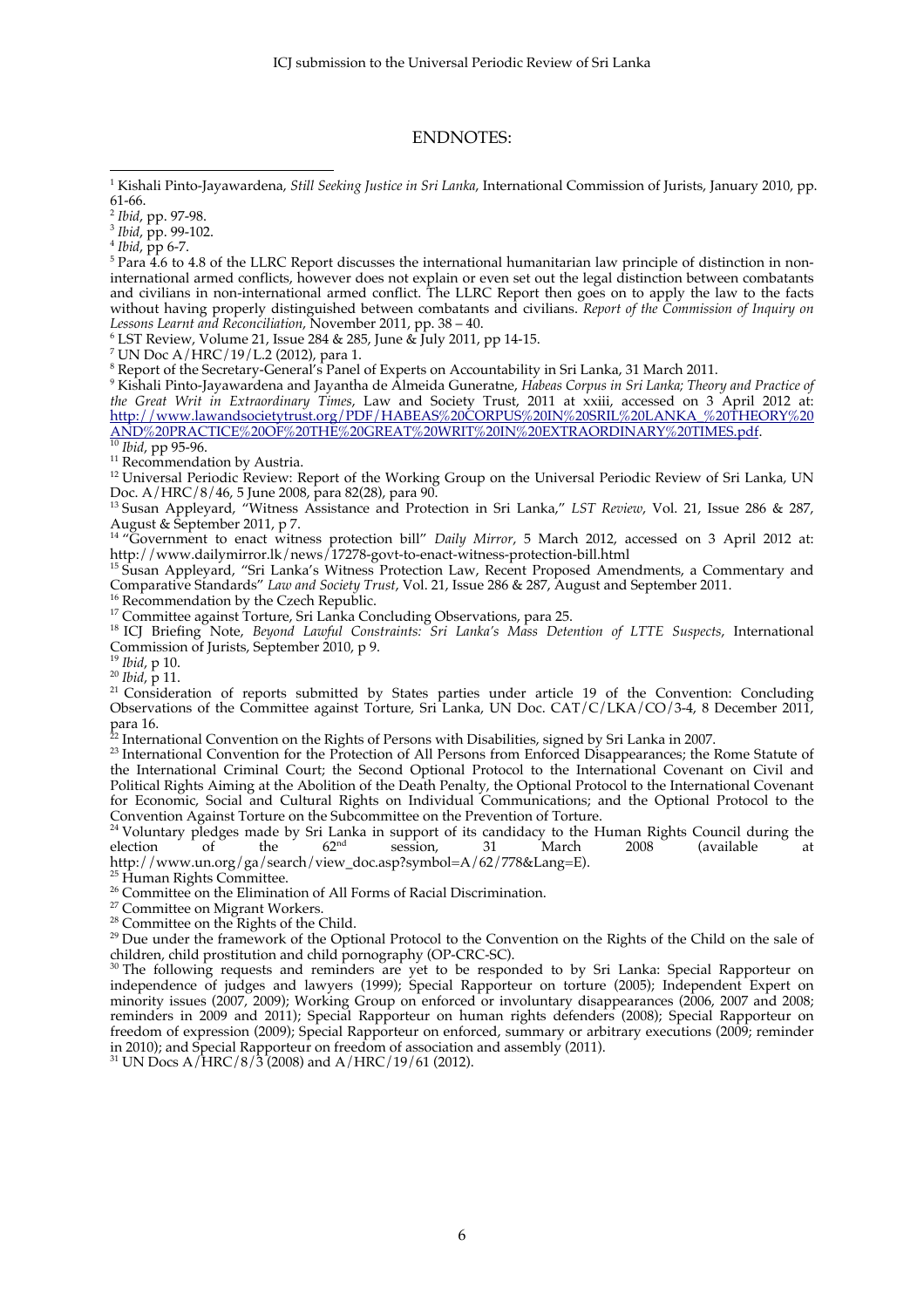# ENDNOTES:

[1] Kishali Pinto-Jayawardena, *Still Seeking Justice in Sri Lanka*, International Commission of Jurists, January 2010, pp. 61-66.

[2] *Ibid*, pp. 97-98.

[3] *Ibid*, pp. 99-102.

[4] *Ibid*, pp 6-7.

[5] Para 4.6 to 4.8 of the LLRC Report discusses the international humanitarian law principle of distinction in non-international armed conflicts, however does not explain or even set out the legal distinction between combatants and civilians in non-international armed conflict. The LLRC Report then goes on to apply the law to the facts without having properly distinguished between combatants and civilians. *Report of the Commission of Inquiry on Lessons Learnt and Reconciliation*, November 2011, pp. 38 – 40.

[6] LST Review, Volume 21, Issue 284 & 285, June & July 2011, pp 14-15.

[7] UN Doc A/HRC/19/L.2 (2012), para 1.

[8] Report of the Secretary-General's Panel of Experts on Accountability in Sri Lanka, 31 March 2011.

[9] Kishali Pinto-Jayawardena and Jayantha de Almeida Guneratne, *Habeas Corpus in Sri Lanka; Theory and Practice of the Great Writ in Extraordinary Times*, Law and Society Trust, 2011 at xxiii, accessed on 3 April 2012 at: http://www.lawandsocietytrust.org/PDF/HABEAS%20CORPUS%20IN%20SRIL%20LANKA_%20THEORY%20AND%20PRACTICE%20OF%20THE%20GREAT%20WRIT%20IN%20EXTRAORDINARY%20TIMES.pdf.

[10] *Ibid*, pp 95-96.

[11] Recommendation by Austria.

[12] Universal Periodic Review: Report of the Working Group on the Universal Periodic Review of Sri Lanka, UN Doc. A/HRC/8/46, 5 June 2008, para 82(28), para 90.

[13] Susan Appleyard, "Witness Assistance and Protection in Sri Lanka," *LST Review*, Vol. 21, Issue 286 & 287, August & September 2011, p 7.

[14] "Government to enact witness protection bill" *Daily Mirror*, 5 March 2012, accessed on 3 April 2012 at: http://www.dailymirror.lk/news/17278-govt-to-enact-witness-protection-bill.html

[15] Susan Appleyard, "Sri Lanka's Witness Protection Law, Recent Proposed Amendments, a Commentary and Comparative Standards" *Law and Society Trust*, Vol. 21, Issue 286 & 287, August and September 2011.

[16] Recommendation by the Czech Republic.

[17] Committee against Torture, Sri Lanka Concluding Observations, para 25.

[18] ICJ Briefing Note, *Beyond Lawful Constraints: Sri Lanka's Mass Detention of LTTE Suspects*, International Commission of Jurists, September 2010, p 9.

[19] *Ibid*, p 10.

[20] *Ibid*, p 11.

[21] Consideration of reports submitted by States parties under article 19 of the Convention: Concluding Observations of the Committee against Torture, Sri Lanka, UN Doc. CAT/C/LKA/CO/3-4, 8 December 2011, para 16.

[22] International Convention on the Rights of Persons with Disabilities, signed by Sri Lanka in 2007.

[23] International Convention for the Protection of All Persons from Enforced Disappearances; the Rome Statute of the International Criminal Court; the Second Optional Protocol to the International Covenant on Civil and Political Rights Aiming at the Abolition of the Death Penalty, the Optional Protocol to the International Covenant for Economic, Social and Cultural Rights on Individual Communications; and the Optional Protocol to the Convention Against Torture on the Subcommittee on the Prevention of Torture.

[24] Voluntary pledges made by Sri Lanka in support of its candidacy to the Human Rights Council during the election of the 62nd session, 31 March 2008 (available at http://www.un.org/ga/search/view_doc.asp?symbol=A/62/778&Lang=E).

[25] Human Rights Committee.

[26] Committee on the Elimination of All Forms of Racial Discrimination.

[27] Committee on Migrant Workers.

[28] Committee on the Rights of the Child.

[29] Due under the framework of the Optional Protocol to the Convention on the Rights of the Child on the sale of children, child prostitution and child pornography (OP-CRC-SC).

[30] The following requests and reminders are yet to be responded to by Sri Lanka: Special Rapporteur on independence of judges and lawyers (1999); Special Rapporteur on torture (2005); Independent Expert on minority issues (2007, 2009); Working Group on enforced or involuntary disappearances (2006, 2007 and 2008; reminders in 2009 and 2011); Special Rapporteur on human rights defenders (2008); Special Rapporteur on freedom of expression (2009); Special Rapporteur on enforced, summary or arbitrary executions (2009; reminder in 2010); and Special Rapporteur on freedom of association and assembly (2011).

[31] UN Docs A/HRC/8/3 (2008) and A/HRC/19/61 (2012).